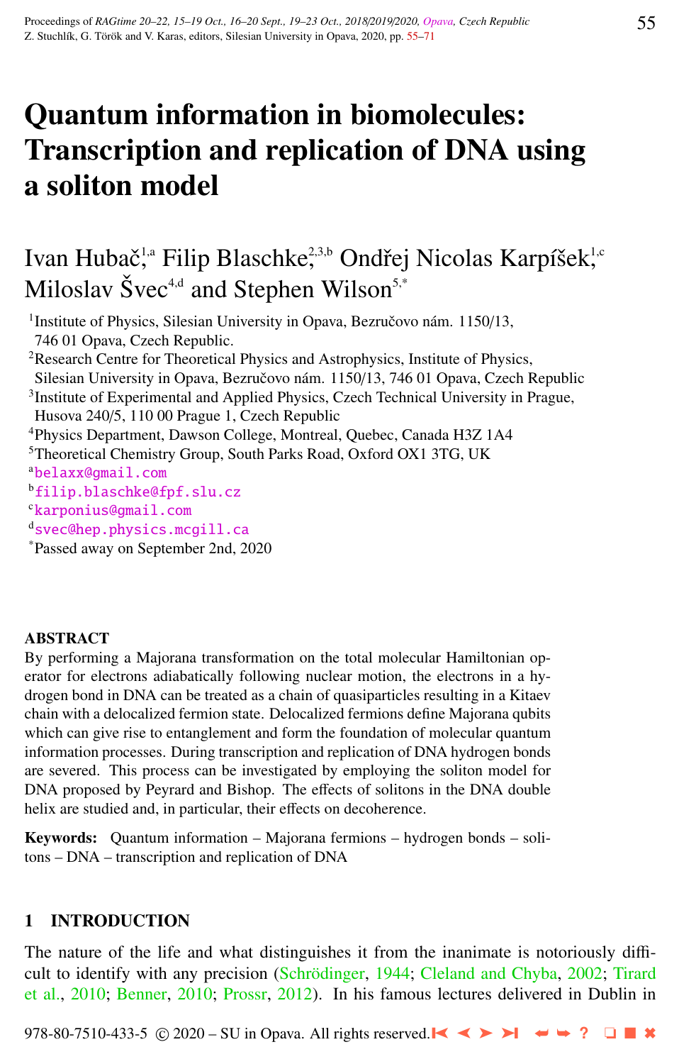# Quantum information in biomolecules: Transcription and replication of DNA using a soliton model

Ivan Hubač,[1,a] Filip Blaschke,[2,3,b] Ondřej Nicolas Karpíšek,[1,c] Miloslav Švec[4,d] and Stephen Wilson[5,*]

[1]Institute of Physics, Silesian University in Opava, Bezručovo nám. 1150/13, 746 01 Opava, Czech Republic.

[2]Research Centre for Theoretical Physics and Astrophysics, Institute of Physics, Silesian University in Opava, Bezručovo nám. 1150/13, 746 01 Opava, Czech Republic

[3]Institute of Experimental and Applied Physics, Czech Technical University in Prague, Husova 240/5, 110 00 Prague 1, Czech Republic

[4]Physics Department, Dawson College, Montreal, Quebec, Canada H3Z 1A4

[5]Theoretical Chemistry Group, South Parks Road, Oxford OX1 3TG, UK

[a]belaxx@gmail.com

[b]filip.blaschke@fpf.slu.cz

[c]karponius@gmail.com

[d]svec@hep.physics.mcgill.ca

[*]Passed away on September 2nd, 2020

## ABSTRACT

By performing a Majorana transformation on the total molecular Hamiltonian operator for electrons adiabatically following nuclear motion, the electrons in a hydrogen bond in DNA can be treated as a chain of quasiparticles resulting in a Kitaev chain with a delocalized fermion state. Delocalized fermions define Majorana qubits which can give rise to entanglement and form the foundation of molecular quantum information processes. During transcription and replication of DNA hydrogen bonds are severed. This process can be investigated by employing the soliton model for DNA proposed by Peyrard and Bishop. The effects of solitons in the DNA double helix are studied and, in particular, their effects on decoherence.

**Keywords:** Quantum information – Majorana fermions – hydrogen bonds – solitons – DNA – transcription and replication of DNA

## 1 INTRODUCTION

The nature of the life and what distinguishes it from the inanimate is notoriously difficult to identify with any precision (Schrödinger, 1944; Cleland and Chyba, 2002; Tirard et al., 2010; Benner, 2010; Prossr, 2012). In his famous lectures delivered in Dublin in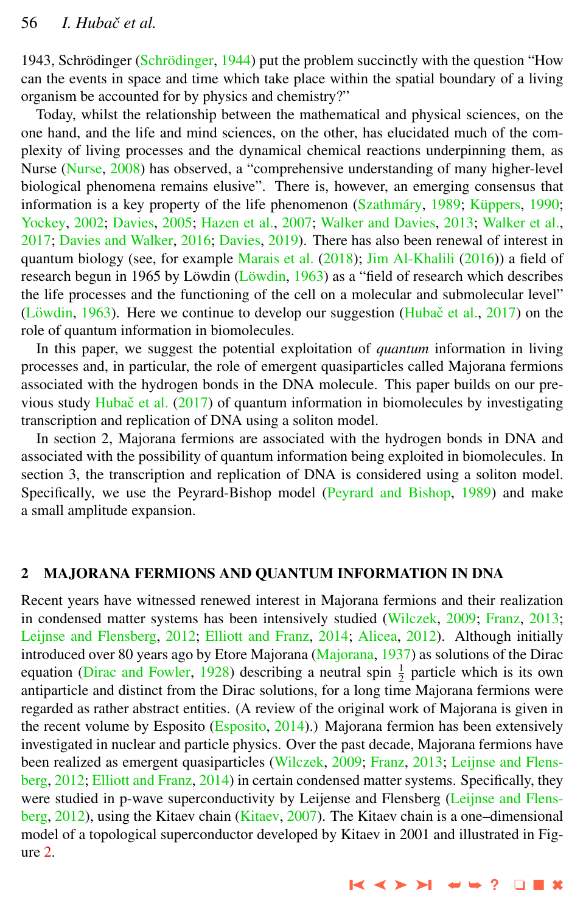1943, Schrödinger (Schrödinger, 1944) put the problem succinctly with the question "How can the events in space and time which take place within the spatial boundary of a living organism be accounted for by physics and chemistry?"

Today, whilst the relationship between the mathematical and physical sciences, on the one hand, and the life and mind sciences, on the other, has elucidated much of the complexity of living processes and the dynamical chemical reactions underpinning them, as Nurse (Nurse, 2008) has observed, a "comprehensive understanding of many higher-level biological phenomena remains elusive". There is, however, an emerging consensus that information is a key property of the life phenomenon (Szathmáry, 1989; Küppers, 1990; Yockey, 2002; Davies, 2005; Hazen et al., 2007; Walker and Davies, 2013; Walker et al., 2017; Davies and Walker, 2016; Davies, 2019). There has also been renewal of interest in quantum biology (see, for example Marais et al. (2018); Jim Al-Khalili (2016)) a field of research begun in 1965 by Löwdin (Löwdin, 1963) as a "field of research which describes the life processes and the functioning of the cell on a molecular and submolecular level" (Löwdin, 1963). Here we continue to develop our suggestion (Hubač et al., 2017) on the role of quantum information in biomolecules.

In this paper, we suggest the potential exploitation of *quantum* information in living processes and, in particular, the role of emergent quasiparticles called Majorana fermions associated with the hydrogen bonds in the DNA molecule. This paper builds on our previous study Hubač et al. (2017) of quantum information in biomolecules by investigating transcription and replication of DNA using a soliton model.

In section 2, Majorana fermions are associated with the hydrogen bonds in DNA and associated with the possibility of quantum information being exploited in biomolecules. In section 3, the transcription and replication of DNA is considered using a soliton model. Specifically, we use the Peyrard-Bishop model (Peyrard and Bishop, 1989) and make a small amplitude expansion.

## 2 MAJORANA FERMIONS AND QUANTUM INFORMATION IN DNA

Recent years have witnessed renewed interest in Majorana fermions and their realization in condensed matter systems has been intensively studied (Wilczek, 2009; Franz, 2013; Leijnse and Flensberg, 2012; Elliott and Franz, 2014; Alicea, 2012). Although initially introduced over 80 years ago by Etore Majorana (Majorana, 1937) as solutions of the Dirac equation (Dirac and Fowler, 1928) describing a neutral spin $\frac{1}{2}$ particle which is its own antiparticle and distinct from the Dirac solutions, for a long time Majorana fermions were regarded as rather abstract entities. (A review of the original work of Majorana is given in the recent volume by Esposito (Esposito, 2014).) Majorana fermion has been extensively investigated in nuclear and particle physics. Over the past decade, Majorana fermions have been realized as emergent quasiparticles (Wilczek, 2009; Franz, 2013; Leijnse and Flensberg, 2012; Elliott and Franz, 2014) in certain condensed matter systems. Specifically, they were studied in p-wave superconductivity by Leijense and Flensberg (Leijnse and Flensberg, 2012), using the Kitaev chain (Kitaev, 2007). The Kitaev chain is a one–dimensional model of a topological superconductor developed by Kitaev in 2001 and illustrated in Figure 2.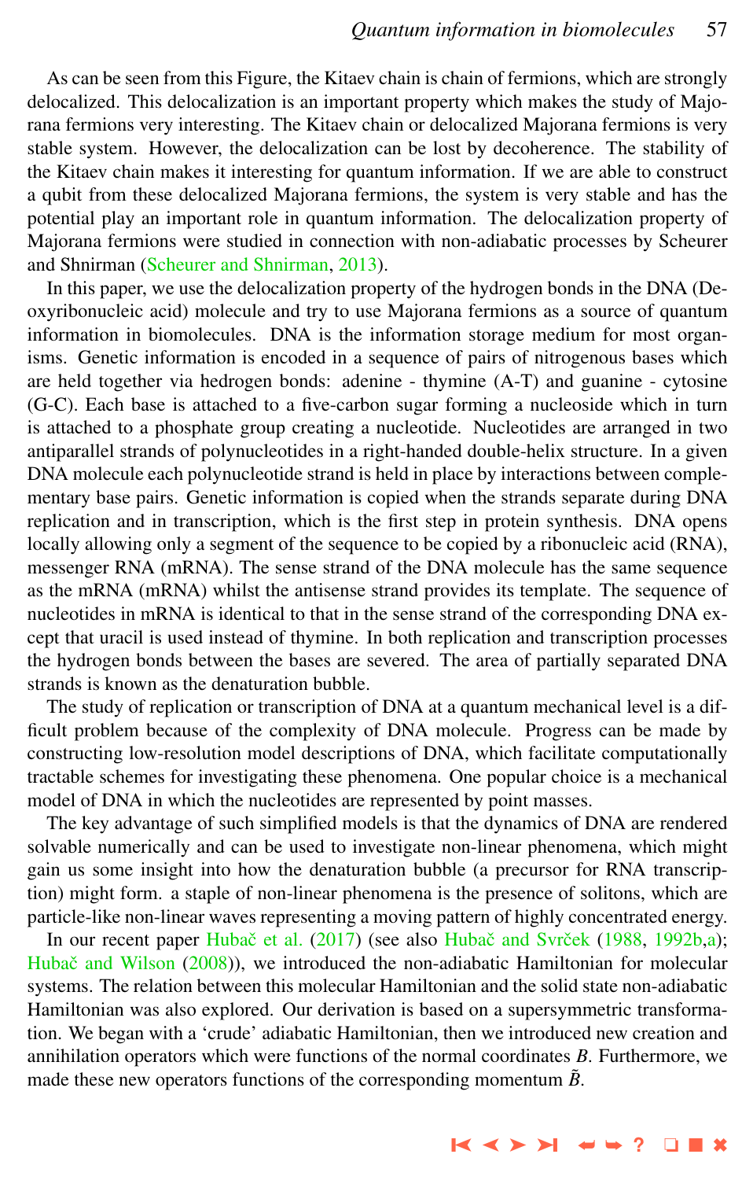As can be seen from this Figure, the Kitaev chain is chain of fermions, which are strongly delocalized. This delocalization is an important property which makes the study of Majorana fermions very interesting. The Kitaev chain or delocalized Majorana fermions is very stable system. However, the delocalization can be lost by decoherence. The stability of the Kitaev chain makes it interesting for quantum information. If we are able to construct a qubit from these delocalized Majorana fermions, the system is very stable and has the potential play an important role in quantum information. The delocalization property of Majorana fermions were studied in connection with non-adiabatic processes by Scheurer and Shnirman (Scheurer and Shnirman, 2013).

In this paper, we use the delocalization property of the hydrogen bonds in the DNA (Deoxyribonucleic acid) molecule and try to use Majorana fermions as a source of quantum information in biomolecules. DNA is the information storage medium for most organisms. Genetic information is encoded in a sequence of pairs of nitrogenous bases which are held together via hedrogen bonds: adenine - thymine (A-T) and guanine - cytosine (G-C). Each base is attached to a five-carbon sugar forming a nucleoside which in turn is attached to a phosphate group creating a nucleotide. Nucleotides are arranged in two antiparallel strands of polynucleotides in a right-handed double-helix structure. In a given DNA molecule each polynucleotide strand is held in place by interactions between complementary base pairs. Genetic information is copied when the strands separate during DNA replication and in transcription, which is the first step in protein synthesis. DNA opens locally allowing only a segment of the sequence to be copied by a ribonucleic acid (RNA), messenger RNA (mRNA). The sense strand of the DNA molecule has the same sequence as the mRNA (mRNA) whilst the antisense strand provides its template. The sequence of nucleotides in mRNA is identical to that in the sense strand of the corresponding DNA except that uracil is used instead of thymine. In both replication and transcription processes the hydrogen bonds between the bases are severed. The area of partially separated DNA strands is known as the denaturation bubble.

The study of replication or transcription of DNA at a quantum mechanical level is a difficult problem because of the complexity of DNA molecule. Progress can be made by constructing low-resolution model descriptions of DNA, which facilitate computationally tractable schemes for investigating these phenomena. One popular choice is a mechanical model of DNA in which the nucleotides are represented by point masses.

The key advantage of such simplified models is that the dynamics of DNA are rendered solvable numerically and can be used to investigate non-linear phenomena, which might gain us some insight into how the denaturation bubble (a precursor for RNA transcription) might form. a staple of non-linear phenomena is the presence of solitons, which are particle-like non-linear waves representing a moving pattern of highly concentrated energy.

In our recent paper Hubač et al. (2017) (see also Hubač and Svrček (1988, 1992b,a); Hubač and Wilson (2008)), we introduced the non-adiabatic Hamiltonian for molecular systems. The relation between this molecular Hamiltonian and the solid state non-adiabatic Hamiltonian was also explored. Our derivation is based on a supersymmetric transformation. We began with a 'crude' adiabatic Hamiltonian, then we introduced new creation and annihilation operators which were functions of the normal coordinates $B$. Furthermore, we made these new operators functions of the corresponding momentum $\tilde{B}$.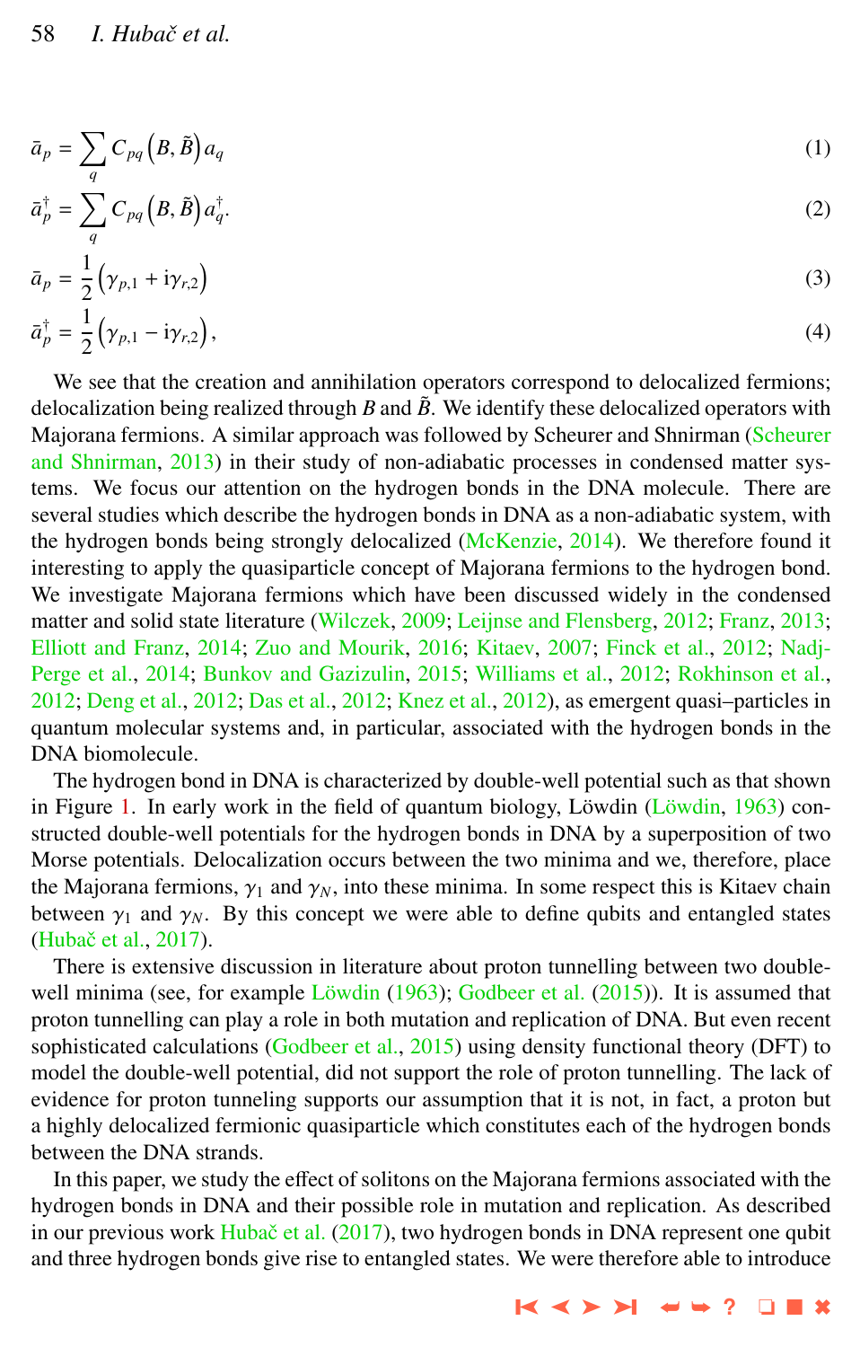$$\bar{a}_p = \sum_q C_{pq}\left(B, \tilde{B}\right) a_q \tag{1}$$

$$\bar{a}_p^\dagger = \sum_q C_{pq}\left(B, \tilde{B}\right) a_q^\dagger. \tag{2}$$

$$\bar{a}_p = \frac{1}{2}\left(\gamma_{p,1} + \mathrm{i}\gamma_{r,2}\right) \tag{3}$$

$$\bar{a}_p^\dagger = \frac{1}{2}\left(\gamma_{p,1} - \mathrm{i}\gamma_{r,2}\right), \tag{4}$$

We see that the creation and annihilation operators correspond to delocalized fermions; delocalization being realized through $B$ and $\tilde{B}$. We identify these delocalized operators with Majorana fermions. A similar approach was followed by Scheurer and Shnirman (Scheurer and Shnirman, 2013) in their study of non-adiabatic processes in condensed matter systems. We focus our attention on the hydrogen bonds in the DNA molecule. There are several studies which describe the hydrogen bonds in DNA as a non-adiabatic system, with the hydrogen bonds being strongly delocalized (McKenzie, 2014). We therefore found it interesting to apply the quasiparticle concept of Majorana fermions to the hydrogen bond. We investigate Majorana fermions which have been discussed widely in the condensed matter and solid state literature (Wilczek, 2009; Leijnse and Flensberg, 2012; Franz, 2013; Elliott and Franz, 2014; Zuo and Mourik, 2016; Kitaev, 2007; Finck et al., 2012; Nadj-Perge et al., 2014; Bunkov and Gazizulin, 2015; Williams et al., 2012; Rokhinson et al., 2012; Deng et al., 2012; Das et al., 2012; Knez et al., 2012), as emergent quasi–particles in quantum molecular systems and, in particular, associated with the hydrogen bonds in the DNA biomolecule.

The hydrogen bond in DNA is characterized by double-well potential such as that shown in Figure 1. In early work in the field of quantum biology, Löwdin (Löwdin, 1963) constructed double-well potentials for the hydrogen bonds in DNA by a superposition of two Morse potentials. Delocalization occurs between the two minima and we, therefore, place the Majorana fermions, $\gamma_1$ and $\gamma_N$, into these minima. In some respect this is Kitaev chain between $\gamma_1$ and $\gamma_N$. By this concept we were able to define qubits and entangled states (Hubač et al., 2017).

There is extensive discussion in literature about proton tunnelling between two double-well minima (see, for example Löwdin (1963); Godbeer et al. (2015)). It is assumed that proton tunnelling can play a role in both mutation and replication of DNA. But even recent sophisticated calculations (Godbeer et al., 2015) using density functional theory (DFT) to model the double-well potential, did not support the role of proton tunnelling. The lack of evidence for proton tunneling supports our assumption that it is not, in fact, a proton but a highly delocalized fermionic quasiparticle which constitutes each of the hydrogen bonds between the DNA strands.

In this paper, we study the effect of solitons on the Majorana fermions associated with the hydrogen bonds in DNA and their possible role in mutation and replication. As described in our previous work Hubač et al. (2017), two hydrogen bonds in DNA represent one qubit and three hydrogen bonds give rise to entangled states. We were therefore able to introduce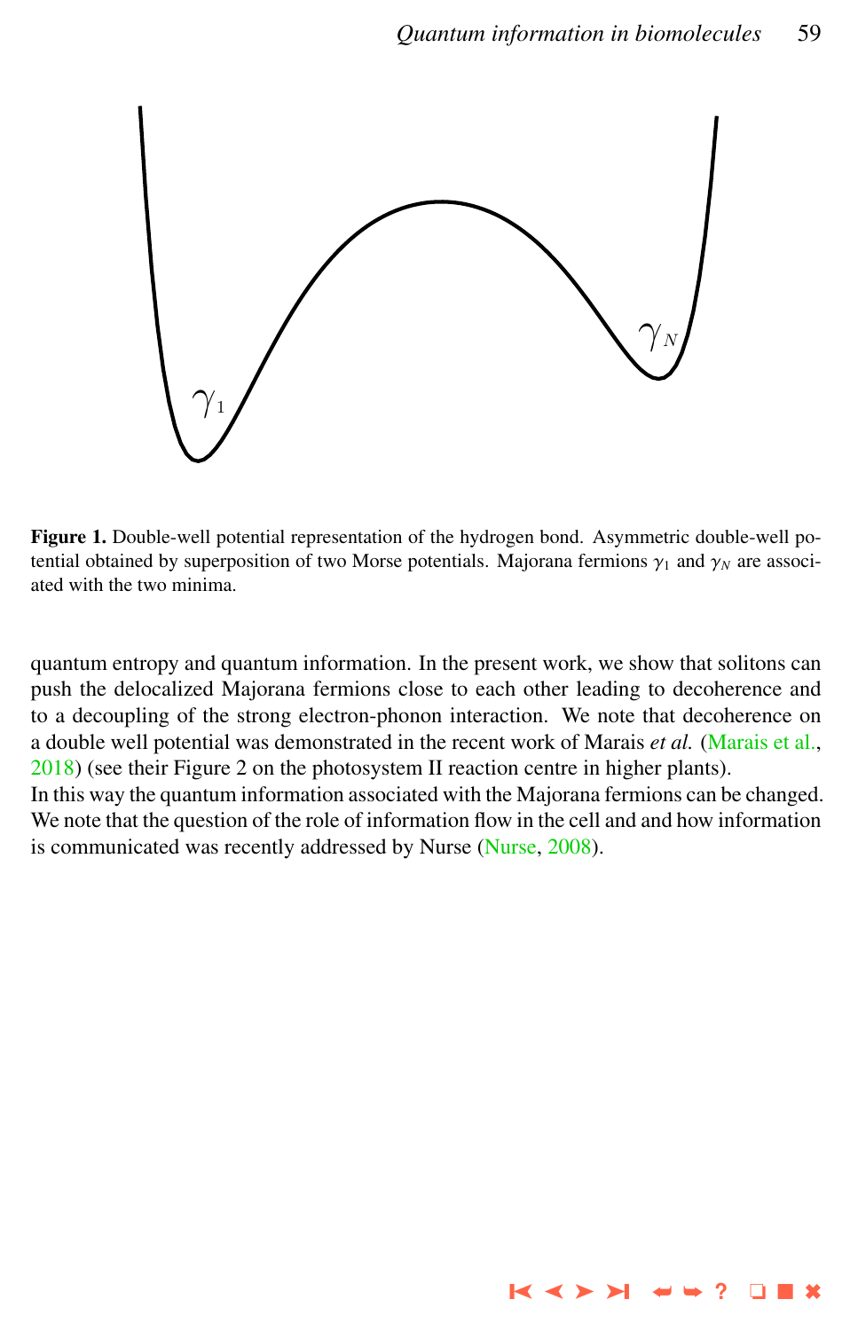**Figure 1.** Double-well potential representation of the hydrogen bond. Asymmetric double-well potential obtained by superposition of two Morse potentials. Majorana fermions $\gamma_1$ and $\gamma_N$ are associated with the two minima.

quantum entropy and quantum information. In the present work, we show that solitons can push the delocalized Majorana fermions close to each other leading to decoherence and to a decoupling of the strong electron-phonon interaction. We note that decoherence on a double well potential was demonstrated in the recent work of Marais *et al.* (Marais et al., 2018) (see their Figure 2 on the photosystem II reaction centre in higher plants).
In this way the quantum information associated with the Majorana fermions can be changed. We note that the question of the role of information flow in the cell and and how information is communicated was recently addressed by Nurse (Nurse, 2008).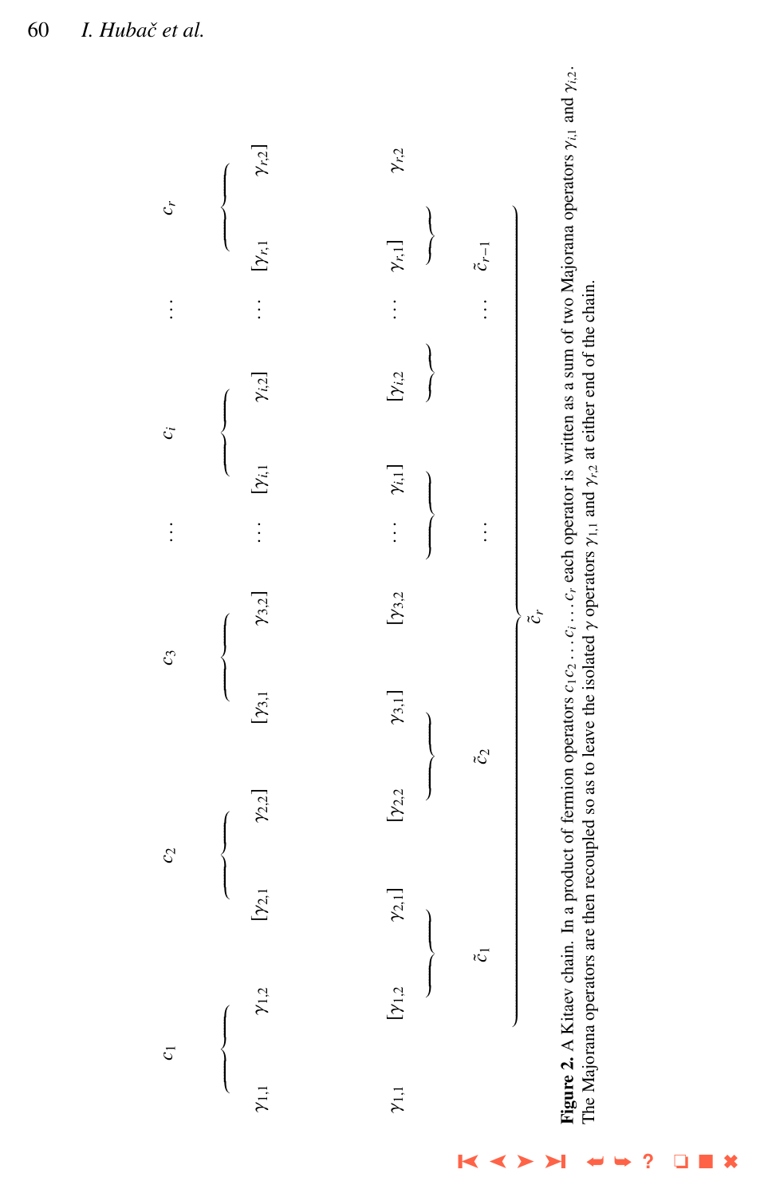$$
\begin{array}{cccccccccccc}
c_1 & & c_2 & & c_3 & & \cdots & & c_i & & \cdots & c_r \\
\overbrace{\gamma_{1,1} \quad \gamma_{1,2}} & & \overbrace{[\gamma_{2,1} \quad \gamma_{2,2}]} & & \overbrace{[\gamma_{3,1} \quad \gamma_{3,2}]} & & \cdots & & \overbrace{[\gamma_{i,1} \quad \gamma_{i,2}]} & & \cdots & \overbrace{[\gamma_{r,1} \quad \gamma_{r,2}]} \\
\gamma_{1,1} & \underbrace{[\gamma_{1,2} \quad \gamma_{2,1}]} & & \underbrace{[\gamma_{2,2} \quad \gamma_{3,1}]} & & [\gamma_{3,2} & \underbrace{\cdots \quad \gamma_{i,1}]} & & \underbrace{[\gamma_{i,2} \quad \cdots} & & \underbrace{\gamma_{r,1}]} & \gamma_{r,2} \\
& \tilde{c}_1 & & \tilde{c}_2 & & & \cdots & & & & \tilde{c}_{r-1} & \\
& & & & & \tilde{c}_r & & & & & &
\end{array}
$$

**Figure 2.** A Kitaev chain. In a product of fermion operators $c_1 c_2 \ldots c_i \ldots c_r$ each operator is written as a sum of two Majorana operators $\gamma_{i,1}$ and $\gamma_{i,2}$. The Majorana operators are then recoupled so as to leave the isolated $\gamma$ operators $\gamma_{1,1}$ and $\gamma_{r,2}$ at either end of the chain.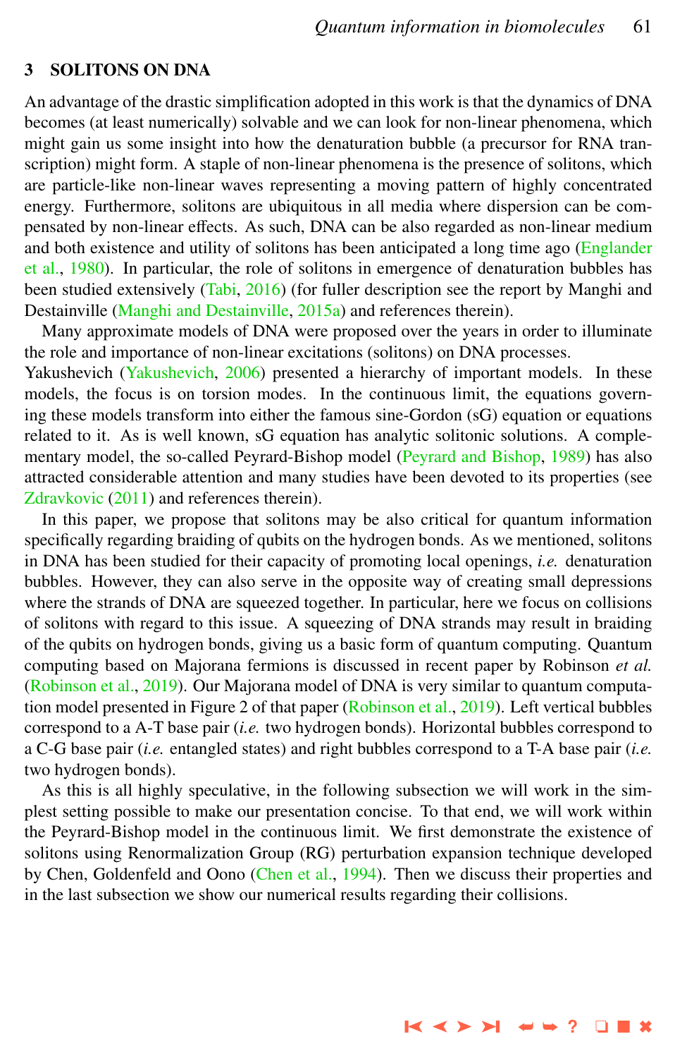## 3 SOLITONS ON DNA

An advantage of the drastic simplification adopted in this work is that the dynamics of DNA becomes (at least numerically) solvable and we can look for non-linear phenomena, which might gain us some insight into how the denaturation bubble (a precursor for RNA transcription) might form. A staple of non-linear phenomena is the presence of solitons, which are particle-like non-linear waves representing a moving pattern of highly concentrated energy. Furthermore, solitons are ubiquitous in all media where dispersion can be compensated by non-linear effects. As such, DNA can be also regarded as non-linear medium and both existence and utility of solitons has been anticipated a long time ago (Englander et al., 1980). In particular, the role of solitons in emergence of denaturation bubbles has been studied extensively (Tabi, 2016) (for fuller description see the report by Manghi and Destainville (Manghi and Destainville, 2015a) and references therein).

Many approximate models of DNA were proposed over the years in order to illuminate the role and importance of non-linear excitations (solitons) on DNA processes. Yakushevich (Yakushevich, 2006) presented a hierarchy of important models. In these models, the focus is on torsion modes. In the continuous limit, the equations governing these models transform into either the famous sine-Gordon (sG) equation or equations related to it. As is well known, sG equation has analytic solitonic solutions. A complementary model, the so-called Peyrard-Bishop model (Peyrard and Bishop, 1989) has also attracted considerable attention and many studies have been devoted to its properties (see Zdravkovic (2011) and references therein).

In this paper, we propose that solitons may be also critical for quantum information specifically regarding braiding of qubits on the hydrogen bonds. As we mentioned, solitons in DNA has been studied for their capacity of promoting local openings, *i.e.* denaturation bubbles. However, they can also serve in the opposite way of creating small depressions where the strands of DNA are squeezed together. In particular, here we focus on collisions of solitons with regard to this issue. A squeezing of DNA strands may result in braiding of the qubits on hydrogen bonds, giving us a basic form of quantum computing. Quantum computing based on Majorana fermions is discussed in recent paper by Robinson *et al.* (Robinson et al., 2019). Our Majorana model of DNA is very similar to quantum computation model presented in Figure 2 of that paper (Robinson et al., 2019). Left vertical bubbles correspond to a A-T base pair (*i.e.* two hydrogen bonds). Horizontal bubbles correspond to a C-G base pair (*i.e.* entangled states) and right bubbles correspond to a T-A base pair (*i.e.* two hydrogen bonds).

As this is all highly speculative, in the following subsection we will work in the simplest setting possible to make our presentation concise. To that end, we will work within the Peyrard-Bishop model in the continuous limit. We first demonstrate the existence of solitons using Renormalization Group (RG) perturbation expansion technique developed by Chen, Goldenfeld and Oono (Chen et al., 1994). Then we discuss their properties and in the last subsection we show our numerical results regarding their collisions.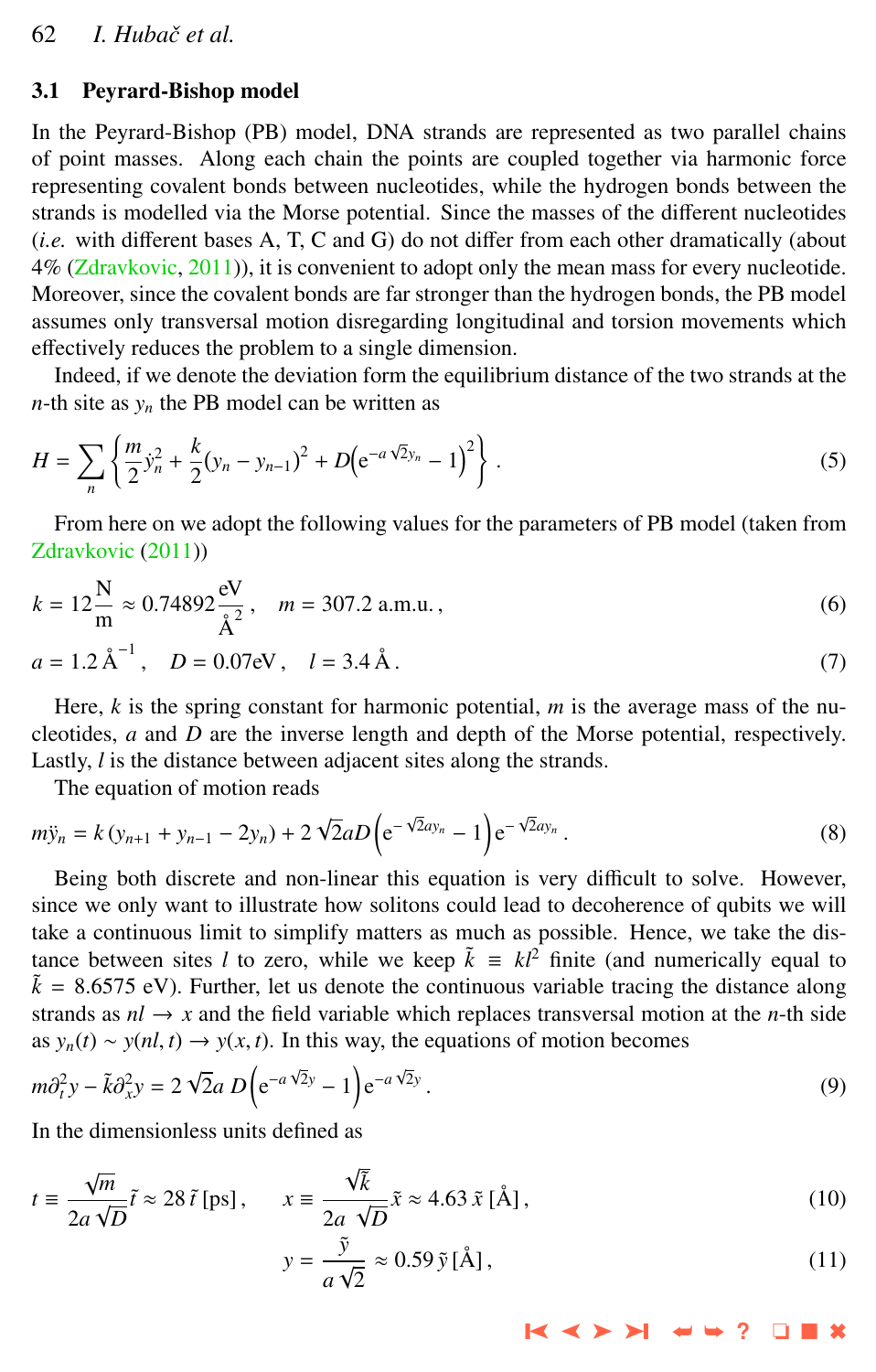### 3.1 Peyrard-Bishop model

In the Peyrard-Bishop (PB) model, DNA strands are represented as two parallel chains of point masses. Along each chain the points are coupled together via harmonic force representing covalent bonds between nucleotides, while the hydrogen bonds between the strands is modelled via the Morse potential. Since the masses of the different nucleotides (*i.e.* with different bases A, T, C and G) do not differ from each other dramatically (about 4% (Zdravkovic, 2011)), it is convenient to adopt only the mean mass for every nucleotide. Moreover, since the covalent bonds are far stronger than the hydrogen bonds, the PB model assumes only transversal motion disregarding longitudinal and torsion movements which effectively reduces the problem to a single dimension.

Indeed, if we denote the deviation form the equilibrium distance of the two strands at the $n$-th site as $y_n$ the PB model can be written as

$$H = \sum_n \left\{ \frac{m}{2}\dot{y}_n^2 + \frac{k}{2}(y_n - y_{n-1})^2 + D\left(\mathrm{e}^{-a\sqrt{2}y_n} - 1\right)^2 \right\} . \tag{5}$$

From here on we adopt the following values for the parameters of PB model (taken from Zdravkovic (2011))

$$k = 12\frac{\mathrm{N}}{\mathrm{m}} \approx 0.74892\frac{\mathrm{eV}}{\mathrm{Å}^2} , \quad m = 307.2 \text{ a.m.u.} , \tag{6}$$

$$a = 1.2\,\mathrm{Å}^{-1} , \quad D = 0.07\mathrm{eV} , \quad l = 3.4\,\mathrm{Å} . \tag{7}$$

Here, $k$ is the spring constant for harmonic potential, $m$ is the average mass of the nucleotides, $a$ and $D$ are the inverse length and depth of the Morse potential, respectively. Lastly, $l$ is the distance between adjacent sites along the strands.

The equation of motion reads

$$m\ddot{y}_n = k\left(y_{n+1} + y_{n-1} - 2y_n\right) + 2\sqrt{2}aD\left(\mathrm{e}^{-\sqrt{2}ay_n} - 1\right)\mathrm{e}^{-\sqrt{2}ay_n} . \tag{8}$$

Being both discrete and non-linear this equation is very difficult to solve. However, since we only want to illustrate how solitons could lead to decoherence of qubits we will take a continuous limit to simplify matters as much as possible. Hence, we take the distance between sites $l$ to zero, while we keep $\tilde{k} \equiv kl^2$ finite (and numerically equal to $\tilde{k} = 8.6575$ eV). Further, let us denote the continuous variable tracing the distance along strands as $nl \to x$ and the field variable which replaces transversal motion at the $n$-th side as $y_n(t) \sim y(nl, t) \to y(x, t)$. In this way, the equations of motion becomes

$$m\partial_t^2 y - \tilde{k}\partial_x^2 y = 2\sqrt{2}a\, D\left(\mathrm{e}^{-a\sqrt{2}y} - 1\right)\mathrm{e}^{-a\sqrt{2}y} . \tag{9}$$

In the dimensionless units defined as

$$t \equiv \frac{\sqrt{m}}{2a\sqrt{D}}\tilde{t} \approx 28\,\tilde{t}\,[\mathrm{ps}] , \qquad x \equiv \frac{\sqrt{\tilde{k}}}{2a\ \sqrt{D}}\tilde{x} \approx 4.63\,\tilde{x}\,[\mathrm{Å}] , \tag{10}$$

$$y = \frac{\tilde{y}}{a\sqrt{2}} \approx 0.59\,\tilde{y}\,[\mathrm{Å}] , \tag{11}$$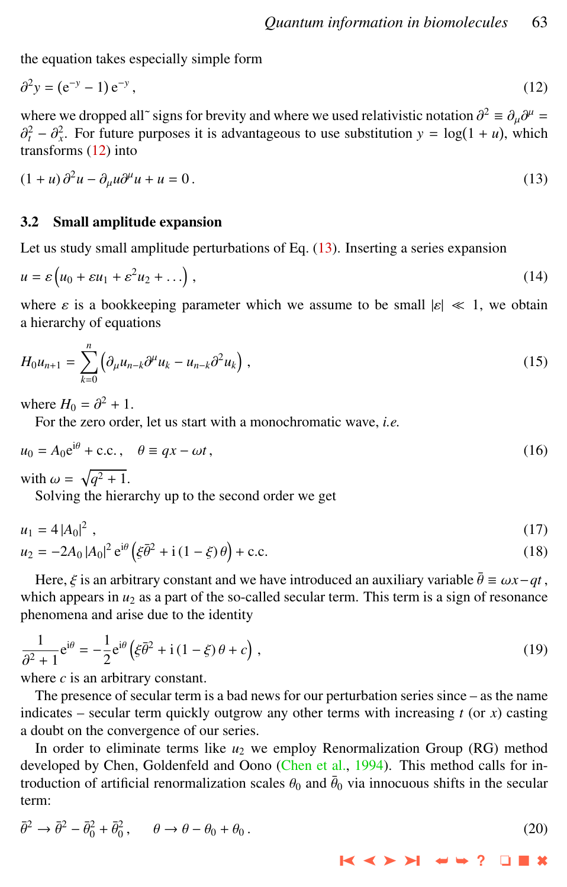the equation takes especially simple form

$$\partial^2 y = (\mathrm{e}^{-y} - 1)\,\mathrm{e}^{-y}\,, \tag{12}$$

where we dropped all $\tilde{}$ signs for brevity and where we used relativistic notation $\partial^2 \equiv \partial_\mu \partial^\mu = \partial_t^2 - \partial_x^2$. For future purposes it is advantageous to use substitution $y = \log(1 + u)$, which transforms (12) into

$$(1 + u)\,\partial^2 u - \partial_\mu u \partial^\mu u + u = 0\,. \tag{13}$$

### 3.2 Small amplitude expansion

Let us study small amplitude perturbations of Eq. (13). Inserting a series expansion

$$u = \varepsilon\left(u_0 + \varepsilon u_1 + \varepsilon^2 u_2 + \ldots\right), \tag{14}$$

where $\varepsilon$ is a bookkeeping parameter which we assume to be small $|\varepsilon| \ll 1$, we obtain a hierarchy of equations

$$H_0 u_{n+1} = \sum_{k=0}^{n}\left(\partial_\mu u_{n-k}\partial^\mu u_k - u_{n-k}\partial^2 u_k\right), \tag{15}$$

where $H_0 = \partial^2 + 1$.

For the zero order, let us start with a monochromatic wave, *i.e.*

$$u_0 = A_0 \mathrm{e}^{\mathrm{i}\theta} + \text{c.c.}\,, \quad \theta \equiv qx - \omega t\,, \tag{16}$$

with $\omega = \sqrt{q^2 + 1}$.

Solving the hierarchy up to the second order we get

$$u_1 = 4\,|A_0|^2\,, \tag{17}$$

$$u_2 = -2A_0\,|A_0|^2\,\mathrm{e}^{\mathrm{i}\theta}\left(\xi\bar{\theta}^2 + \mathrm{i}\,(1-\xi)\,\theta\right) + \text{c.c.} \tag{18}$$

Here, $\xi$ is an arbitrary constant and we have introduced an auxiliary variable $\bar{\theta} \equiv \omega x - qt$, which appears in $u_2$ as a part of the so-called secular term. This term is a sign of resonance phenomena and arise due to the identity

$$\frac{1}{\partial^2 + 1}\mathrm{e}^{\mathrm{i}\theta} = -\frac{1}{2}\mathrm{e}^{\mathrm{i}\theta}\left(\xi\bar{\theta}^2 + \mathrm{i}\,(1-\xi)\,\theta + c\right), \tag{19}$$

where $c$ is an arbitrary constant.

The presence of secular term is a bad news for our perturbation series since – as the name indicates – secular term quickly outgrow any other terms with increasing $t$ (or $x$) casting a doubt on the convergence of our series.

In order to eliminate terms like $u_2$ we employ Renormalization Group (RG) method developed by Chen, Goldenfeld and Oono (Chen et al., 1994). This method calls for introduction of artificial renormalization scales $\theta_0$ and $\bar{\theta}_0$ via innocuous shifts in the secular term:

$$\bar{\theta}^2 \to \bar{\theta}^2 - \bar{\theta}_0^2 + \bar{\theta}_0^2\,, \qquad \theta \to \theta - \theta_0 + \theta_0\,. \tag{20}$$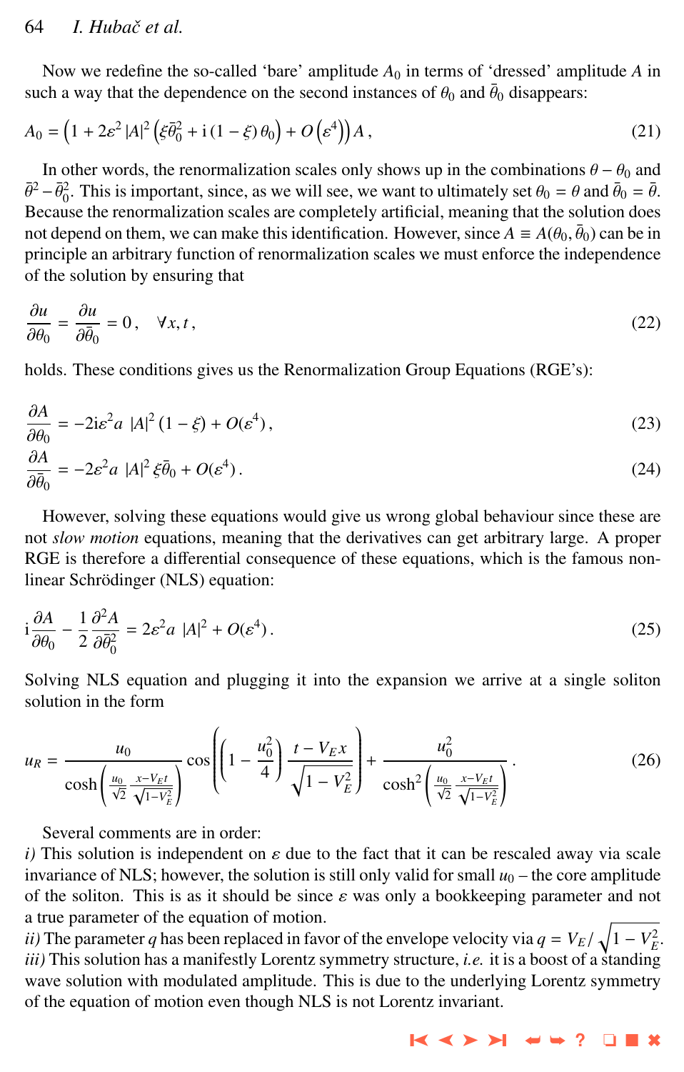Now we redefine the so-called 'bare' amplitude $A_0$ in terms of 'dressed' amplitude $A$ in such a way that the dependence on the second instances of $\theta_0$ and $\bar{\theta}_0$ disappears:

$$A_0 = \left(1 + 2\varepsilon^2 |A|^2 \left(\xi \bar{\theta}_0^2 + \mathrm{i}\,(1-\xi)\,\theta_0\right) + O\left(\varepsilon^4\right)\right) A\,, \tag{21}$$

In other words, the renormalization scales only shows up in the combinations $\theta - \theta_0$ and $\bar{\theta}^2 - \bar{\theta}_0^2$. This is important, since, as we will see, we want to ultimately set $\theta_0 = \theta$ and $\bar{\theta}_0 = \bar{\theta}$. Because the renormalization scales are completely artificial, meaning that the solution does not depend on them, we can make this identification. However, since $A \equiv A(\theta_0, \bar{\theta}_0)$ can be in principle an arbitrary function of renormalization scales we must enforce the independence of the solution by ensuring that

$$\frac{\partial u}{\partial \theta_0} = \frac{\partial u}{\partial \bar{\theta}_0} = 0\,, \quad \forall x, t\,, \tag{22}$$

holds. These conditions gives us the Renormalization Group Equations (RGE's):

$$\frac{\partial A}{\partial \theta_0} = -2\mathrm{i}\varepsilon^2 a\; |A|^2\,(1-\xi) + O(\varepsilon^4)\,, \tag{23}$$

$$\frac{\partial A}{\partial \bar{\theta}_0} = -2\varepsilon^2 a\; |A|^2\,\xi \bar{\theta}_0 + O(\varepsilon^4)\,. \tag{24}$$

However, solving these equations would give us wrong global behaviour since these are not *slow motion* equations, meaning that the derivatives can get arbitrary large. A proper RGE is therefore a differential consequence of these equations, which is the famous non-linear Schrödinger (NLS) equation:

$$\mathrm{i}\frac{\partial A}{\partial \theta_0} - \frac{1}{2}\frac{\partial^2 A}{\partial \bar{\theta}_0^2} = 2\varepsilon^2 a\; |A|^2 + O(\varepsilon^4)\,. \tag{25}$$

Solving NLS equation and plugging it into the expansion we arrive at a single soliton solution in the form

$$u_R = \frac{u_0}{\cosh\left(\frac{u_0}{\sqrt{2}}\frac{x - V_E t}{\sqrt{1-V_E^2}}\right)} \cos\left(\left(1 - \frac{u_0^2}{4}\right)\frac{t - V_E x}{\sqrt{1 - V_E^2}}\right) + \frac{u_0^2}{\cosh^2\left(\frac{u_0}{\sqrt{2}}\frac{x - V_E t}{\sqrt{1-V_E^2}}\right)}\,. \tag{26}$$

Several comments are in order:
*i)* This solution is independent on $\varepsilon$ due to the fact that it can be rescaled away via scale invariance of NLS; however, the solution is still only valid for small $u_0$ – the core amplitude of the soliton. This is as it should be since $\varepsilon$ was only a bookkeeping parameter and not a true parameter of the equation of motion.
*ii)* The parameter $q$ has been replaced in favor of the envelope velocity via $q = V_E/\sqrt{1 - V_E^2}$.
*iii)* This solution has a manifestly Lorentz symmetry structure, *i.e.* it is a boost of a standing wave solution with modulated amplitude. This is due to the underlying Lorentz symmetry of the equation of motion even though NLS is not Lorentz invariant.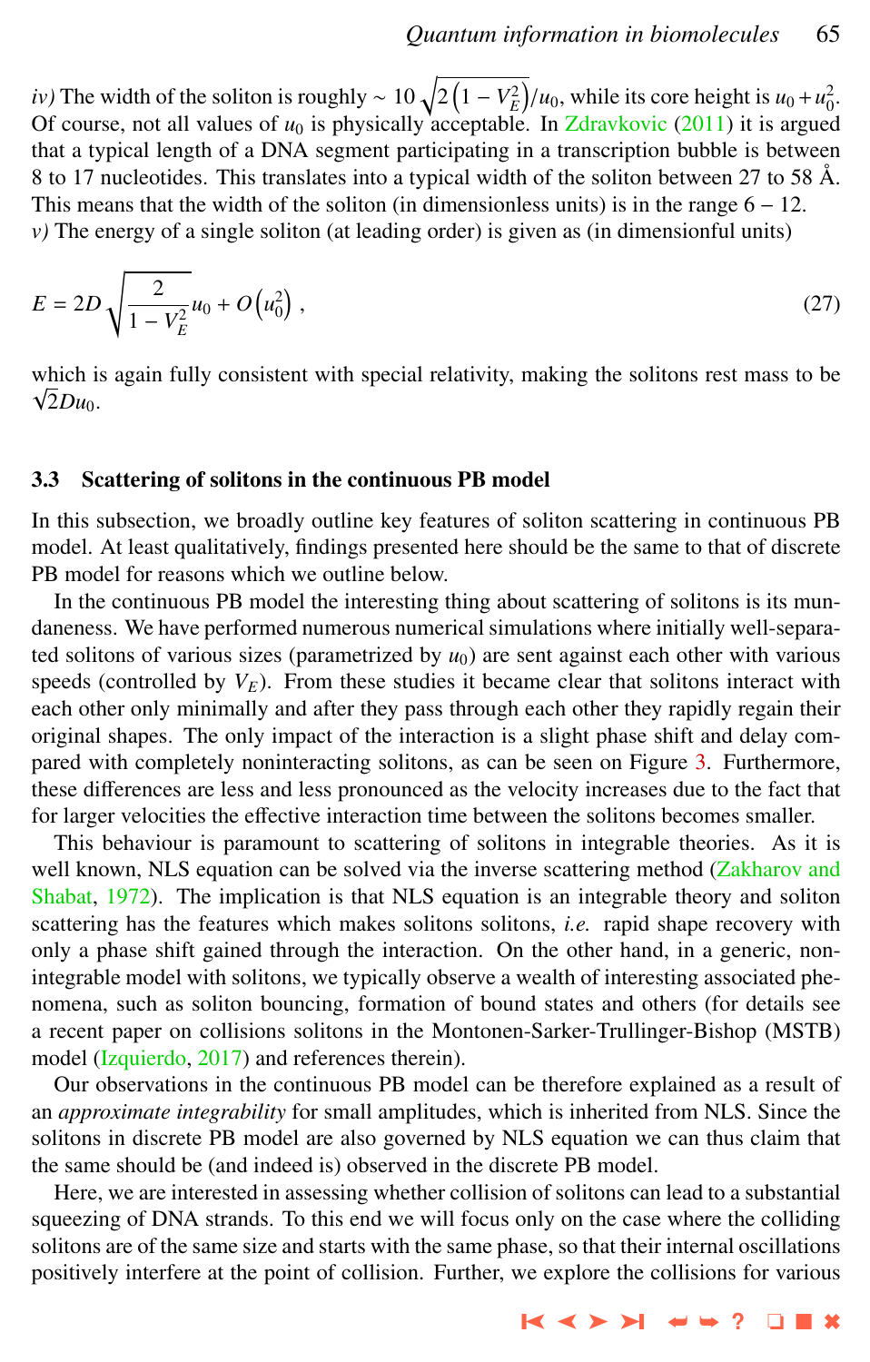*iv)* The width of the soliton is roughly $\sim 10\sqrt{2\left(1-V_E^2\right)}/u_0$, while its core height is $u_0 + u_0^2$. Of course, not all values of $u_0$ is physically acceptable. In Zdravkovic (2011) it is argued that a typical length of a DNA segment participating in a transcription bubble is between 8 to 17 nucleotides. This translates into a typical width of the soliton between 27 to 58 Å. This means that the width of the soliton (in dimensionless units) is in the range $6-12$.
*v)* The energy of a single soliton (at leading order) is given as (in dimensionful units)

$$E = 2D\sqrt{\frac{2}{1-V_E^2}}u_0 + O\left(u_0^2\right) , \tag{27}$$

which is again fully consistent with special relativity, making the solitons rest mass to be $\sqrt{2}Du_0$.

### 3.3 Scattering of solitons in the continuous PB model

In this subsection, we broadly outline key features of soliton scattering in continuous PB model. At least qualitatively, findings presented here should be the same to that of discrete PB model for reasons which we outline below.

In the continuous PB model the interesting thing about scattering of solitons is its mundaneness. We have performed numerous numerical simulations where initially well-separated solitons of various sizes (parametrized by $u_0$) are sent against each other with various speeds (controlled by $V_E$). From these studies it became clear that solitons interact with each other only minimally and after they pass through each other they rapidly regain their original shapes. The only impact of the interaction is a slight phase shift and delay compared with completely noninteracting solitons, as can be seen on Figure 3. Furthermore, these differences are less and less pronounced as the velocity increases due to the fact that for larger velocities the effective interaction time between the solitons becomes smaller.

This behaviour is paramount to scattering of solitons in integrable theories. As it is well known, NLS equation can be solved via the inverse scattering method (Zakharov and Shabat, 1972). The implication is that NLS equation is an integrable theory and soliton scattering has the features which makes solitons solitons, *i.e.* rapid shape recovery with only a phase shift gained through the interaction. On the other hand, in a generic, non-integrable model with solitons, we typically observe a wealth of interesting associated phenomena, such as soliton bouncing, formation of bound states and others (for details see a recent paper on collisions solitons in the Montonen-Sarker-Trullinger-Bishop (MSTB) model (Izquierdo, 2017) and references therein).

Our observations in the continuous PB model can be therefore explained as a result of an *approximate integrability* for small amplitudes, which is inherited from NLS. Since the solitons in discrete PB model are also governed by NLS equation we can thus claim that the same should be (and indeed is) observed in the discrete PB model.

Here, we are interested in assessing whether collision of solitons can lead to a substantial squeezing of DNA strands. To this end we will focus only on the case where the colliding solitons are of the same size and starts with the same phase, so that their internal oscillations positively interfere at the point of collision. Further, we explore the collisions for various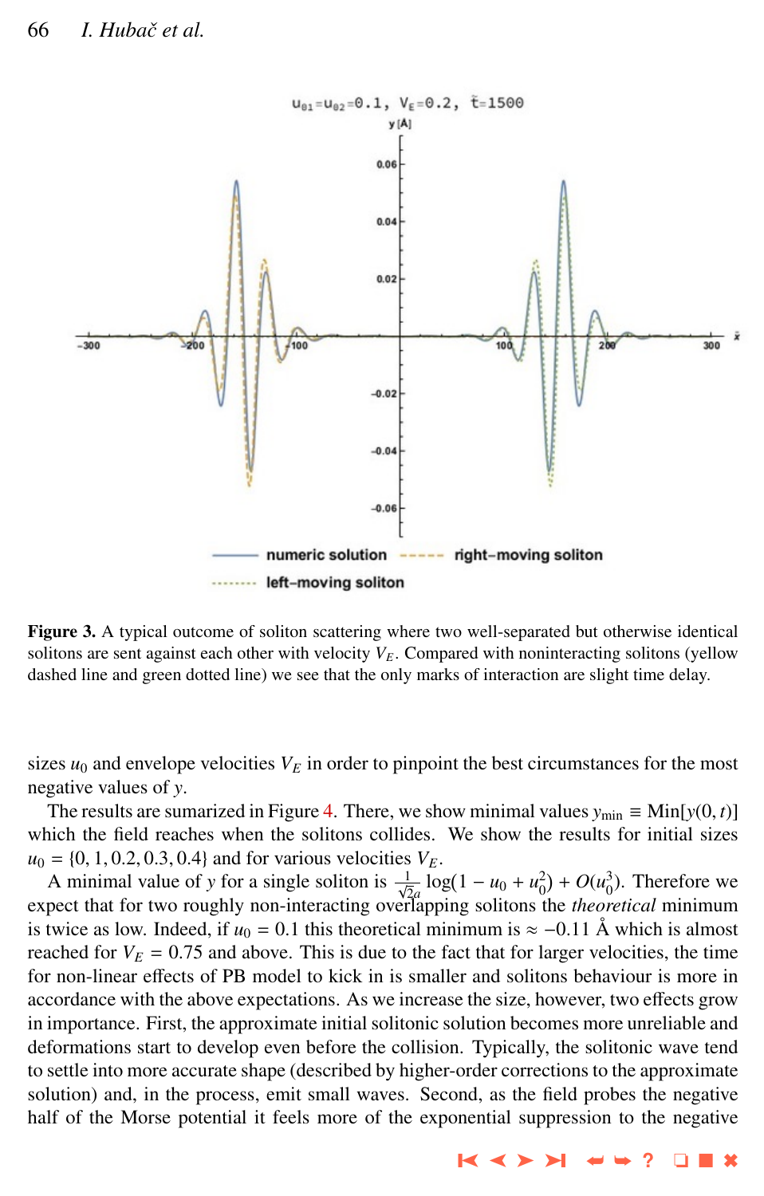**Figure 3.** A typical outcome of soliton scattering where two well-separated but otherwise identical solitons are sent against each other with velocity $V_E$. Compared with noninteracting solitons (yellow dashed line and green dotted line) we see that the only marks of interaction are slight time delay.

sizes $u_0$ and envelope velocities $V_E$ in order to pinpoint the best circumstances for the most negative values of $y$.

The results are sumarized in Figure 4. There, we show minimal values $y_{\min} \equiv \mathrm{Min}[y(0,t)]$ which the field reaches when the solitons collides. We show the results for initial sizes $u_0 = \{0, 1, 0.2, 0.3, 0.4\}$ and for various velocities $V_E$.

A minimal value of $y$ for a single soliton is $\frac{1}{\sqrt{2}a}\log(1 - u_0 + u_0^2) + O(u_0^3)$. Therefore we expect that for two roughly non-interacting overlapping solitons the *theoretical* minimum is twice as low. Indeed, if $u_0 = 0.1$ this theoretical minimum is $\approx -0.11$ Å which is almost reached for $V_E = 0.75$ and above. This is due to the fact that for larger velocities, the time for non-linear effects of PB model to kick in is smaller and solitons behaviour is more in accordance with the above expectations. As we increase the size, however, two effects grow in importance. First, the approximate initial solitonic solution becomes more unreliable and deformations start to develop even before the collision. Typically, the solitonic wave tend to settle into more accurate shape (described by higher-order corrections to the approximate solution) and, in the process, emit small waves. Second, as the field probes the negative half of the Morse potential it feels more of the exponential suppression to the negative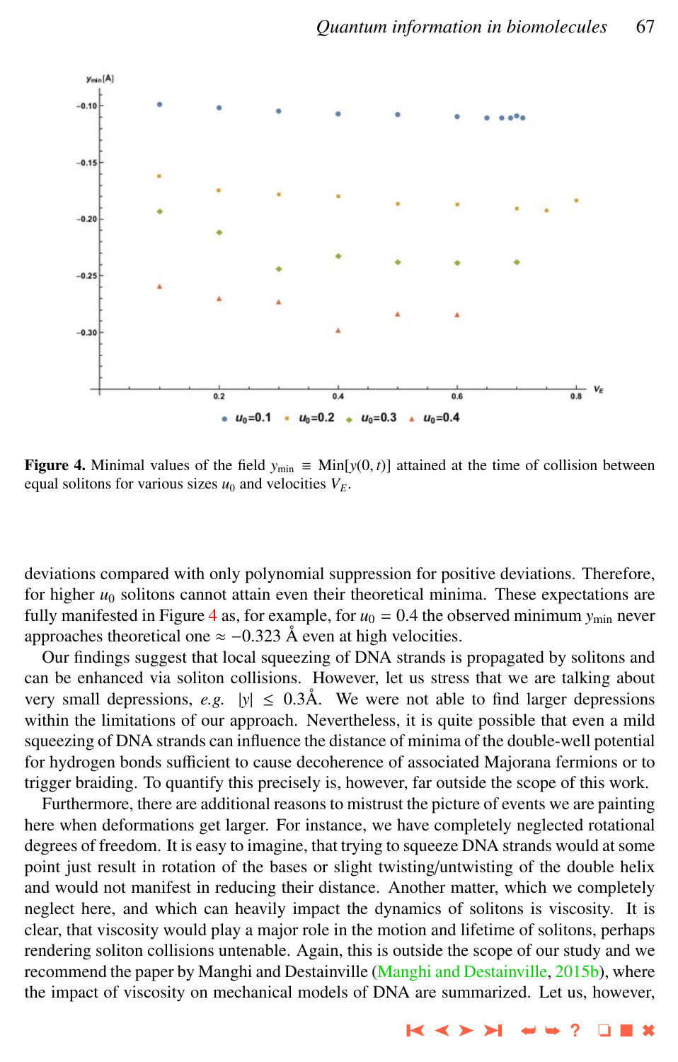**Figure 4.** Minimal values of the field $y_{\min} \equiv \mathrm{Min}[y(0,t)]$ attained at the time of collision between equal solitons for various sizes $u_0$ and velocities $V_E$.

deviations compared with only polynomial suppression for positive deviations. Therefore, for higher $u_0$ solitons cannot attain even their theoretical minima. These expectations are fully manifested in Figure 4 as, for example, for $u_0 = 0.4$ the observed minimum $y_{\min}$ never approaches theoretical one $\approx -0.323$ Å even at high velocities.

Our findings suggest that local squeezing of DNA strands is propagated by solitons and can be enhanced via soliton collisions. However, let us stress that we are talking about very small depressions, *e.g.* $|y| \leq 0.3$Å. We were not able to find larger depressions within the limitations of our approach. Nevertheless, it is quite possible that even a mild squeezing of DNA strands can influence the distance of minima of the double-well potential for hydrogen bonds sufficient to cause decoherence of associated Majorana fermions or to trigger braiding. To quantify this precisely is, however, far outside the scope of this work.

Furthermore, there are additional reasons to mistrust the picture of events we are painting here when deformations get larger. For instance, we have completely neglected rotational degrees of freedom. It is easy to imagine, that trying to squeeze DNA strands would at some point just result in rotation of the bases or slight twisting/untwisting of the double helix and would not manifest in reducing their distance. Another matter, which we completely neglect here, and which can heavily impact the dynamics of solitons is viscosity. It is clear, that viscosity would play a major role in the motion and lifetime of solitons, perhaps rendering soliton collisions untenable. Again, this is outside the scope of our study and we recommend the paper by Manghi and Destainville (Manghi and Destainville, 2015b), where the impact of viscosity on mechanical models of DNA are summarized. Let us, however,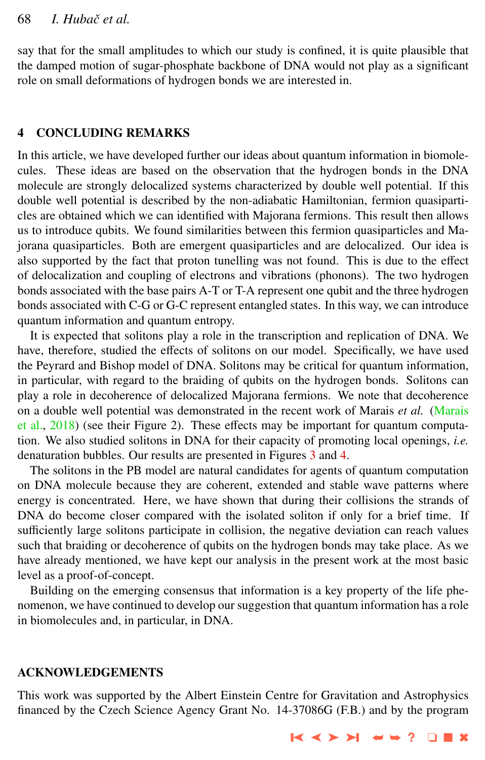say that for the small amplitudes to which our study is confined, it is quite plausible that the damped motion of sugar-phosphate backbone of DNA would not play as a significant role on small deformations of hydrogen bonds we are interested in.

## 4 CONCLUDING REMARKS

In this article, we have developed further our ideas about quantum information in biomolecules. These ideas are based on the observation that the hydrogen bonds in the DNA molecule are strongly delocalized systems characterized by double well potential. If this double well potential is described by the non-adiabatic Hamiltonian, fermion quasiparticles are obtained which we can identified with Majorana fermions. This result then allows us to introduce qubits. We found similarities between this fermion quasiparticles and Majorana quasiparticles. Both are emergent quasiparticles and are delocalized. Our idea is also supported by the fact that proton tunelling was not found. This is due to the effect of delocalization and coupling of electrons and vibrations (phonons). The two hydrogen bonds associated with the base pairs A-T or T-A represent one qubit and the three hydrogen bonds associated with C-G or G-C represent entangled states. In this way, we can introduce quantum information and quantum entropy.

It is expected that solitons play a role in the transcription and replication of DNA. We have, therefore, studied the effects of solitons on our model. Specifically, we have used the Peyrard and Bishop model of DNA. Solitons may be critical for quantum information, in particular, with regard to the braiding of qubits on the hydrogen bonds. Solitons can play a role in decoherence of delocalized Majorana fermions. We note that decoherence on a double well potential was demonstrated in the recent work of Marais *et al.* (Marais et al., 2018) (see their Figure 2). These effects may be important for quantum computation. We also studied solitons in DNA for their capacity of promoting local openings, *i.e.* denaturation bubbles. Our results are presented in Figures 3 and 4.

The solitons in the PB model are natural candidates for agents of quantum computation on DNA molecule because they are coherent, extended and stable wave patterns where energy is concentrated. Here, we have shown that during their collisions the strands of DNA do become closer compared with the isolated soliton if only for a brief time. If sufficiently large solitons participate in collision, the negative deviation can reach values such that braiding or decoherence of qubits on the hydrogen bonds may take place. As we have already mentioned, we have kept our analysis in the present work at the most basic level as a proof-of-concept.

Building on the emerging consensus that information is a key property of the life phenomenon, we have continued to develop our suggestion that quantum information has a role in biomolecules and, in particular, in DNA.

## ACKNOWLEDGEMENTS

This work was supported by the Albert Einstein Centre for Gravitation and Astrophysics financed by the Czech Science Agency Grant No. 14-37086G (F.B.) and by the program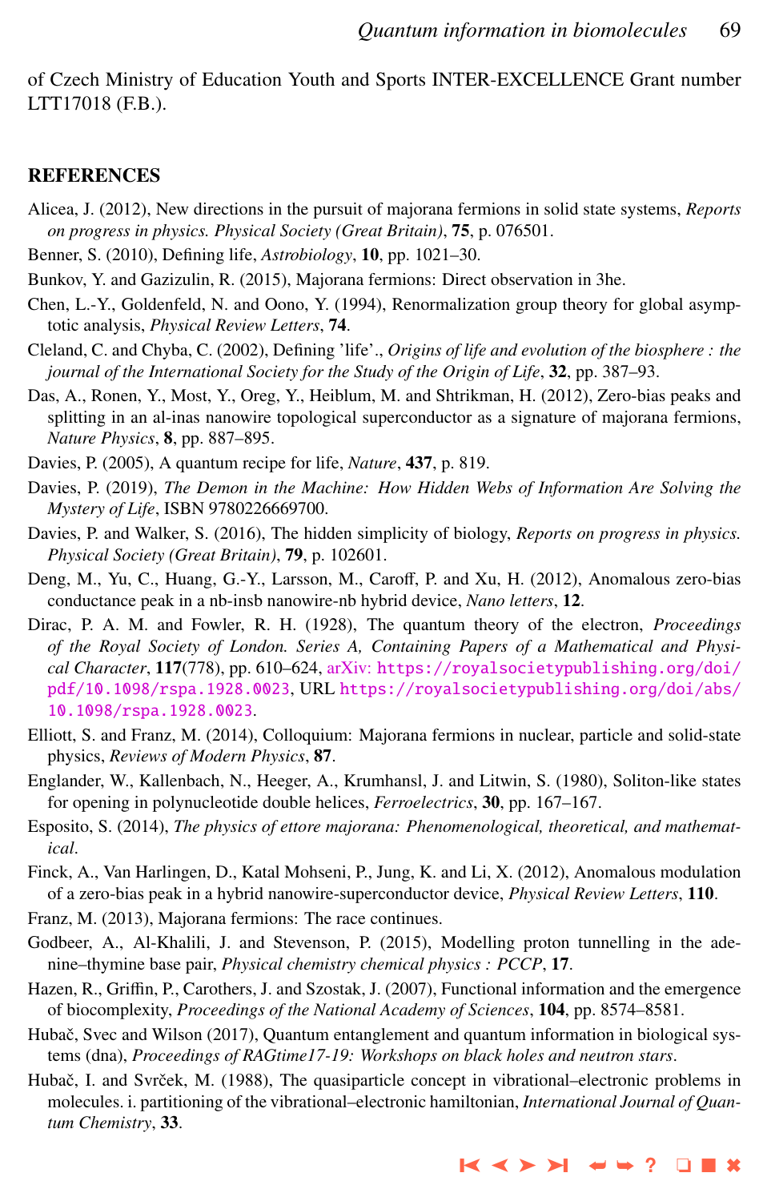of Czech Ministry of Education Youth and Sports INTER-EXCELLENCE Grant number LTT17018 (F.B.).

## REFERENCES

Alicea, J. (2012), New directions in the pursuit of majorana fermions in solid state systems, *Reports on progress in physics. Physical Society (Great Britain)*, **75**, p. 076501.

Benner, S. (2010), Defining life, *Astrobiology*, **10**, pp. 1021–30.

Bunkov, Y. and Gazizulin, R. (2015), Majorana fermions: Direct observation in 3he.

Chen, L.-Y., Goldenfeld, N. and Oono, Y. (1994), Renormalization group theory for global asymptotic analysis, *Physical Review Letters*, **74**.

Cleland, C. and Chyba, C. (2002), Defining 'life'., *Origins of life and evolution of the biosphere : the journal of the International Society for the Study of the Origin of Life*, **32**, pp. 387–93.

Das, A., Ronen, Y., Most, Y., Oreg, Y., Heiblum, M. and Shtrikman, H. (2012), Zero-bias peaks and splitting in an al-inas nanowire topological superconductor as a signature of majorana fermions, *Nature Physics*, **8**, pp. 887–895.

Davies, P. (2005), A quantum recipe for life, *Nature*, **437**, p. 819.

Davies, P. (2019), *The Demon in the Machine: How Hidden Webs of Information Are Solving the Mystery of Life*, ISBN 9780226669700.

Davies, P. and Walker, S. (2016), The hidden simplicity of biology, *Reports on progress in physics. Physical Society (Great Britain)*, **79**, p. 102601.

Deng, M., Yu, C., Huang, G.-Y., Larsson, M., Caroff, P. and Xu, H. (2012), Anomalous zero-bias conductance peak in a nb-insb nanowire-nb hybrid device, *Nano letters*, **12**.

Dirac, P. A. M. and Fowler, R. H. (1928), The quantum theory of the electron, *Proceedings of the Royal Society of London. Series A, Containing Papers of a Mathematical and Physical Character*, **117**(778), pp. 610–624, arXiv: https://royalsocietypublishing.org/doi/pdf/10.1098/rspa.1928.0023, URL https://royalsocietypublishing.org/doi/abs/10.1098/rspa.1928.0023.

Elliott, S. and Franz, M. (2014), Colloquium: Majorana fermions in nuclear, particle and solid-state physics, *Reviews of Modern Physics*, **87**.

Englander, W., Kallenbach, N., Heeger, A., Krumhansl, J. and Litwin, S. (1980), Soliton-like states for opening in polynucleotide double helices, *Ferroelectrics*, **30**, pp. 167–167.

Esposito, S. (2014), *The physics of ettore majorana: Phenomenological, theoretical, and mathematical*.

Finck, A., Van Harlingen, D., Katal Mohseni, P., Jung, K. and Li, X. (2012), Anomalous modulation of a zero-bias peak in a hybrid nanowire-superconductor device, *Physical Review Letters*, **110**.

Franz, M. (2013), Majorana fermions: The race continues.

Godbeer, A., Al-Khalili, J. and Stevenson, P. (2015), Modelling proton tunnelling in the adenine–thymine base pair, *Physical chemistry chemical physics : PCCP*, **17**.

Hazen, R., Griffin, P., Carothers, J. and Szostak, J. (2007), Functional information and the emergence of biocomplexity, *Proceedings of the National Academy of Sciences*, **104**, pp. 8574–8581.

Hubač, Svec and Wilson (2017), Quantum entanglement and quantum information in biological systems (dna), *Proceedings of RAGtime17-19: Workshops on black holes and neutron stars*.

Hubač, I. and Svrček, M. (1988), The quasiparticle concept in vibrational–electronic problems in molecules. i. partitioning of the vibrational–electronic hamiltonian, *International Journal of Quantum Chemistry*, **33**.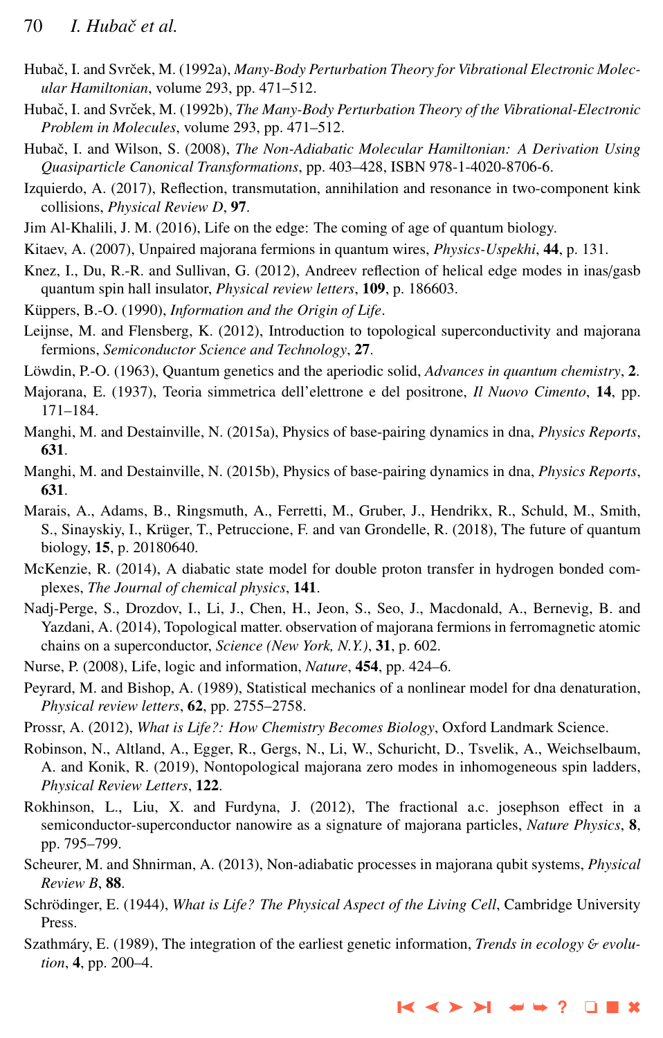Hubač, I. and Svrček, M. (1992a), *Many-Body Perturbation Theory for Vibrational Electronic Molecular Hamiltonian*, volume 293, pp. 471–512.

Hubač, I. and Svrček, M. (1992b), *The Many-Body Perturbation Theory of the Vibrational-Electronic Problem in Molecules*, volume 293, pp. 471–512.

Hubač, I. and Wilson, S. (2008), *The Non-Adiabatic Molecular Hamiltonian: A Derivation Using Quasiparticle Canonical Transformations*, pp. 403–428, ISBN 978-1-4020-8706-6.

Izquierdo, A. (2017), Reflection, transmutation, annihilation and resonance in two-component kink collisions, *Physical Review D*, **97**.

Jim Al-Khalili, J. M. (2016), Life on the edge: The coming of age of quantum biology.

Kitaev, A. (2007), Unpaired majorana fermions in quantum wires, *Physics-Uspekhi*, **44**, p. 131.

Knez, I., Du, R.-R. and Sullivan, G. (2012), Andreev reflection of helical edge modes in inas/gasb quantum spin hall insulator, *Physical review letters*, **109**, p. 186603.

Küppers, B.-O. (1990), *Information and the Origin of Life*.

Leijnse, M. and Flensberg, K. (2012), Introduction to topological superconductivity and majorana fermions, *Semiconductor Science and Technology*, **27**.

Löwdin, P.-O. (1963), Quantum genetics and the aperiodic solid, *Advances in quantum chemistry*, **2**.

Majorana, E. (1937), Teoria simmetrica dell'elettrone e del positrone, *Il Nuovo Cimento*, **14**, pp. 171–184.

Manghi, M. and Destainville, N. (2015a), Physics of base-pairing dynamics in dna, *Physics Reports*, **631**.

Manghi, M. and Destainville, N. (2015b), Physics of base-pairing dynamics in dna, *Physics Reports*, **631**.

Marais, A., Adams, B., Ringsmuth, A., Ferretti, M., Gruber, J., Hendrikx, R., Schuld, M., Smith, S., Sinayskiy, I., Krüger, T., Petruccione, F. and van Grondelle, R. (2018), The future of quantum biology, **15**, p. 20180640.

McKenzie, R. (2014), A diabatic state model for double proton transfer in hydrogen bonded complexes, *The Journal of chemical physics*, **141**.

Nadj-Perge, S., Drozdov, I., Li, J., Chen, H., Jeon, S., Seo, J., Macdonald, A., Bernevig, B. and Yazdani, A. (2014), Topological matter. observation of majorana fermions in ferromagnetic atomic chains on a superconductor, *Science (New York, N.Y.)*, **31**, p. 602.

Nurse, P. (2008), Life, logic and information, *Nature*, **454**, pp. 424–6.

Peyrard, M. and Bishop, A. (1989), Statistical mechanics of a nonlinear model for dna denaturation, *Physical review letters*, **62**, pp. 2755–2758.

Prossr, A. (2012), *What is Life?: How Chemistry Becomes Biology*, Oxford Landmark Science.

Robinson, N., Altland, A., Egger, R., Gergs, N., Li, W., Schuricht, D., Tsvelik, A., Weichselbaum, A. and Konik, R. (2019), Nontopological majorana zero modes in inhomogeneous spin ladders, *Physical Review Letters*, **122**.

Rokhinson, L., Liu, X. and Furdyna, J. (2012), The fractional a.c. josephson effect in a semiconductor-superconductor nanowire as a signature of majorana particles, *Nature Physics*, **8**, pp. 795–799.

Scheurer, M. and Shnirman, A. (2013), Non-adiabatic processes in majorana qubit systems, *Physical Review B*, **88**.

Schrödinger, E. (1944), *What is Life? The Physical Aspect of the Living Cell*, Cambridge University Press.

Szathmáry, E. (1989), The integration of the earliest genetic information, *Trends in ecology & evolution*, **4**, pp. 200–4.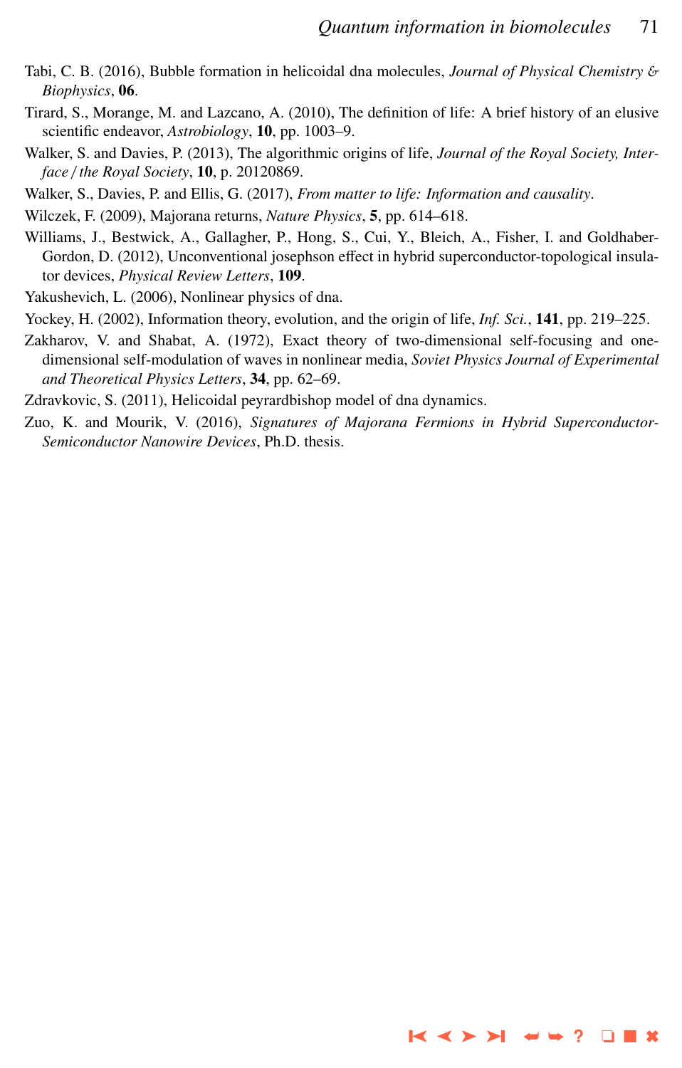Tabi, C. B. (2016), Bubble formation in helicoidal dna molecules, *Journal of Physical Chemistry & Biophysics*, **06**.

Tirard, S., Morange, M. and Lazcano, A. (2010), The definition of life: A brief history of an elusive scientific endeavor, *Astrobiology*, **10**, pp. 1003–9.

Walker, S. and Davies, P. (2013), The algorithmic origins of life, *Journal of the Royal Society, Interface / the Royal Society*, **10**, p. 20120869.

Walker, S., Davies, P. and Ellis, G. (2017), *From matter to life: Information and causality*.

Wilczek, F. (2009), Majorana returns, *Nature Physics*, **5**, pp. 614–618.

Williams, J., Bestwick, A., Gallagher, P., Hong, S., Cui, Y., Bleich, A., Fisher, I. and Goldhaber-Gordon, D. (2012), Unconventional josephson effect in hybrid superconductor-topological insulator devices, *Physical Review Letters*, **109**.

Yakushevich, L. (2006), Nonlinear physics of dna.

Yockey, H. (2002), Information theory, evolution, and the origin of life, *Inf. Sci.*, **141**, pp. 219–225.

Zakharov, V. and Shabat, A. (1972), Exact theory of two-dimensional self-focusing and one-dimensional self-modulation of waves in nonlinear media, *Soviet Physics Journal of Experimental and Theoretical Physics Letters*, **34**, pp. 62–69.

Zdravkovic, S. (2011), Helicoidal peyrardbishop model of dna dynamics.

Zuo, K. and Mourik, V. (2016), *Signatures of Majorana Fermions in Hybrid Superconductor-Semiconductor Nanowire Devices*, Ph.D. thesis.